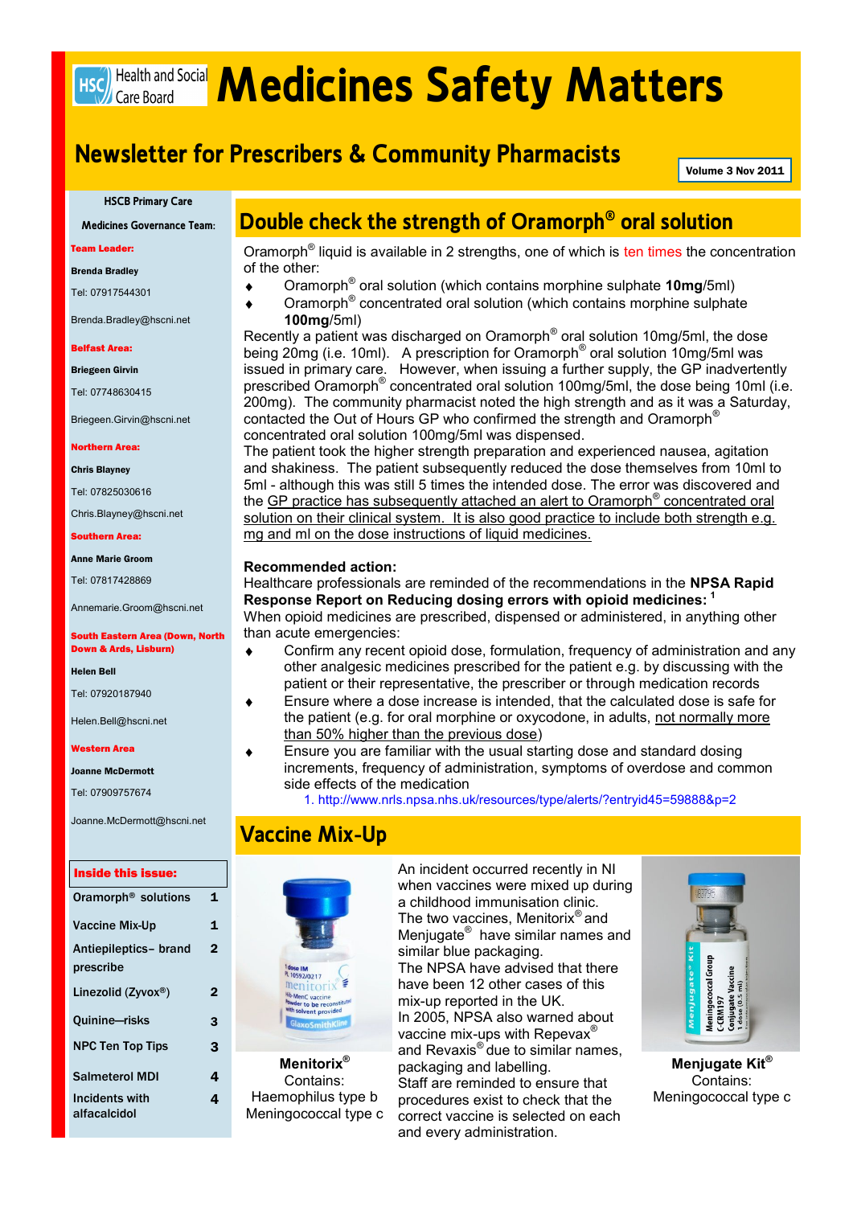# Medicines Safety Matters

## Newsletter for Prescribers & Community Pharmacists

Volume 3 Nov 2011

**HSCB Primary Care Medicines Governance Team:**

**Team Leader:**
**Brenda Bradley**
Tel: 07917544301
Brenda.Bradley@hscni.net

**Belfast Area:**
**Briegeen Girvin**
Tel: 07748630415
Briegeen.Girvin@hscni.net

**Northern Area:**
**Chris Blayney**
Tel: 07825030616
Chris.Blayney@hscni.net

**Southern Area:**
**Anne Marie Groom**
Tel: 07817428869
Annemarie.Groom@hscni.net

**South Eastern Area (Down, North Down & Ards, Lisburn)**
**Helen Bell**
Tel: 07920187940
Helen.Bell@hscni.net

**Western Area**
**Joanne McDermott**
Tel: 07909757674
Joanne.McDermott@hscni.net

**Inside this issue:**

| | |
|---|---|
| Oramorph® solutions | 1 |
| Vaccine Mix-Up | 1 |
| Antiepileptics– brand prescribe | 2 |
| Linezolid (Zyvox®) | 2 |
| Quinine—risks | 3 |
| NPC Ten Top Tips | 3 |
| Salmeterol MDI | 4 |
| Incidents with alfacalcidol | 4 |

## Double check the strength of Oramorph® oral solution

Oramorph® liquid is available in 2 strengths, one of which is ten times the concentration of the other:

- Oramorph® oral solution (which contains morphine sulphate **10mg**/5ml)
- Oramorph® concentrated oral solution (which contains morphine sulphate **100mg**/5ml)

Recently a patient was discharged on Oramorph® oral solution 10mg/5ml, the dose being 20mg (i.e. 10ml). A prescription for Oramorph® oral solution 10mg/5ml was issued in primary care. However, when issuing a further supply, the GP inadvertently prescribed Oramorph® concentrated oral solution 100mg/5ml, the dose being 10ml (i.e. 200mg). The community pharmacist noted the high strength and as it was a Saturday, contacted the Out of Hours GP who confirmed the strength and Oramorph® concentrated oral solution 100mg/5ml was dispensed.

The patient took the higher strength preparation and experienced nausea, agitation and shakiness. The patient subsequently reduced the dose themselves from 10ml to 5ml - although this was still 5 times the intended dose. The error was discovered and the GP practice has subsequently attached an alert to Oramorph® concentrated oral solution on their clinical system. It is also good practice to include both strength e.g. mg and ml on the dose instructions of liquid medicines.

**Recommended action:**

Healthcare professionals are reminded of the recommendations in the **NPSA Rapid Response Report on Reducing dosing errors with opioid medicines:** [1]

When opioid medicines are prescribed, dispensed or administered, in anything other than acute emergencies:

- Confirm any recent opioid dose, formulation, frequency of administration and any other analgesic medicines prescribed for the patient e.g. by discussing with the patient or their representative, the prescriber or through medication records
- Ensure where a dose increase is intended, that the calculated dose is safe for the patient (e.g. for oral morphine or oxycodone, in adults, not normally more than 50% higher than the previous dose)
- Ensure you are familiar with the usual starting dose and standard dosing increments, frequency of administration, symptoms of overdose and common side effects of the medication

1. http://www.nrls.npsa.nhs.uk/resources/type/alerts/?entryid45=59888&p=2

## Vaccine Mix-Up

An incident occurred recently in NI when vaccines were mixed up during a childhood immunisation clinic. The two vaccines, Menitorix® and Menjugate® have similar names and similar blue packaging. The NPSA have advised that there have been 12 other cases of this mix-up reported in the UK. In 2005, NPSA also warned about vaccine mix-ups with Repevax® and Revaxis® due to similar names, packaging and labelling. Staff are reminded to ensure that procedures exist to check that the correct vaccine is selected on each and every administration.

**Menitorix®**
Contains:
Haemophilus type b
Meningococcal type c

**Menjugate Kit®**
Contains:
Meningococcal type c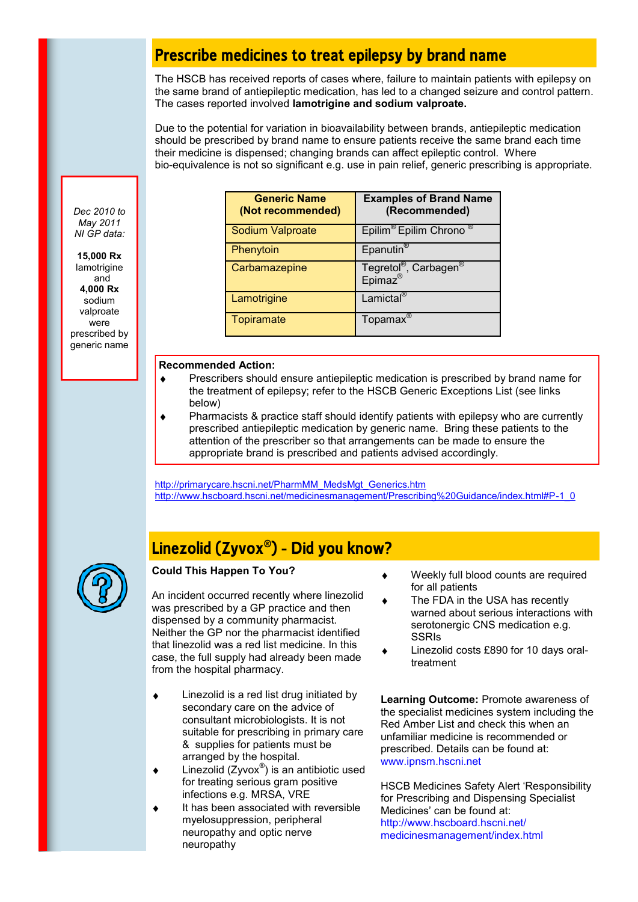## Prescribe medicines to treat epilepsy by brand name

The HSCB has received reports of cases where, failure to maintain patients with epilepsy on the same brand of antiepileptic medication, has led to a changed seizure and control pattern. The cases reported involved **lamotrigine and sodium valproate.**

Due to the potential for variation in bioavailability between brands, antiepileptic medication should be prescribed by brand name to ensure patients receive the same brand each time their medicine is dispensed; changing brands can affect epileptic control. Where bio-equivalence is not so significant e.g. use in pain relief, generic prescribing is appropriate.

*Dec 2010 to May 2011 NI GP data:*

**15,000 Rx** lamotrigine and **4,000 Rx** sodium valproate were prescribed by generic name

| Generic Name (Not recommended) | Examples of Brand Name (Recommended) |
|---|---|
| Sodium Valproate | Epilim® Epilim Chrono ® |
| Phenytoin | Epanutin® |
| Carbamazepine | Tegretol®, Carbagen® Epimaz® |
| Lamotrigine | Lamictal® |
| Topiramate | Topamax® |

**Recommended Action:**

- Prescribers should ensure antiepileptic medication is prescribed by brand name for the treatment of epilepsy; refer to the HSCB Generic Exceptions List (see links below)
- Pharmacists & practice staff should identify patients with epilepsy who are currently prescribed antiepileptic medication by generic name. Bring these patients to the attention of the prescriber so that arrangements can be made to ensure the appropriate brand is prescribed and patients advised accordingly.

http://primarycare.hscni.net/PharmMM_MedsMgt_Generics.htm
http://www.hscboard.hscni.net/medicinesmanagement/Prescribing%20Guidance/index.html#P-1_0

## Linezolid (Zyvox®) - Did you know?

**Could This Happen To You?**

An incident occurred recently where linezolid was prescribed by a GP practice and then dispensed by a community pharmacist. Neither the GP nor the pharmacist identified that linezolid was a red list medicine. In this case, the full supply had already been made from the hospital pharmacy.

- Linezolid is a red list drug initiated by secondary care on the advice of consultant microbiologists. It is not suitable for prescribing in primary care & supplies for patients must be arranged by the hospital.
- Linezolid (Zyvox®) is an antibiotic used for treating serious gram positive infections e.g. MRSA, VRE
- It has been associated with reversible myelosuppression, peripheral neuropathy and optic nerve neuropathy
- Weekly full blood counts are required for all patients
- The FDA in the USA has recently warned about serious interactions with serotonergic CNS medication e.g. SSRIs
- Linezolid costs £890 for 10 days oral-treatment

**Learning Outcome:** Promote awareness of the specialist medicines system including the Red Amber List and check this when an unfamiliar medicine is recommended or prescribed. Details can be found at: www.ipnsm.hscni.net

HSCB Medicines Safety Alert 'Responsibility for Prescribing and Dispensing Specialist Medicines' can be found at: http://www.hscboard.hscni.net/medicinesmanagement/index.html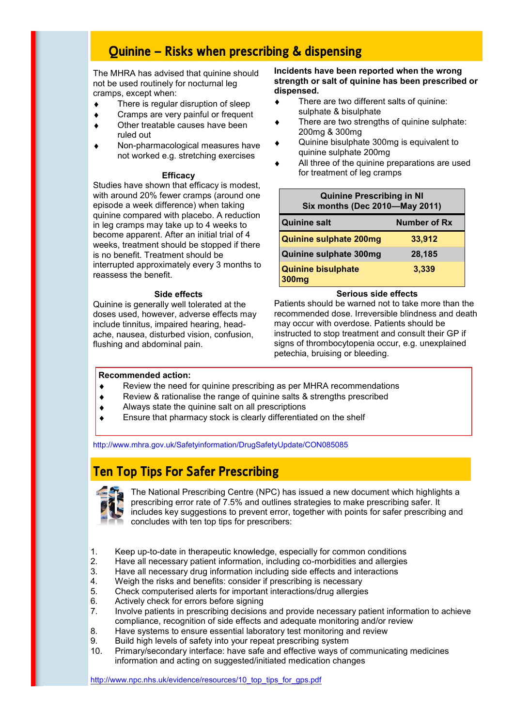## Quinine – Risks when prescribing & dispensing

The MHRA has advised that quinine should not be used routinely for nocturnal leg cramps, except when:

- There is regular disruption of sleep
- Cramps are very painful or frequent
- Other treatable causes have been ruled out
- Non-pharmacological measures have not worked e.g. stretching exercises

### Efficacy

Studies have shown that efficacy is modest, with around 20% fewer cramps (around one episode a week difference) when taking quinine compared with placebo. A reduction in leg cramps may take up to 4 weeks to become apparent. After an initial trial of 4 weeks, treatment should be stopped if there is no benefit. Treatment should be interrupted approximately every 3 months to reassess the benefit.

### Side effects

Quinine is generally well tolerated at the doses used, however, adverse effects may include tinnitus, impaired hearing, headache, nausea, disturbed vision, confusion, flushing and abdominal pain.

**Incidents have been reported when the wrong strength or salt of quinine has been prescribed or dispensed.**

- There are two different salts of quinine: sulphate & bisulphate
- There are two strengths of quinine sulphate: 200mg & 300mg
- Quinine bisulphate 300mg is equivalent to quinine sulphate 200mg
- All three of the quinine preparations are used for treatment of leg cramps

| Quinine Prescribing in NI Six months (Dec 2010—May 2011) | |
|---|---|
| **Quinine salt** | **Number of Rx** |
| **Quinine sulphate 200mg** | **33,912** |
| **Quinine sulphate 300mg** | **28,185** |
| **Quinine bisulphate 300mg** | **3,339** |

### Serious side effects

Patients should be warned not to take more than the recommended dose. Irreversible blindness and death may occur with overdose. Patients should be instructed to stop treatment and consult their GP if signs of thrombocytopenia occur, e.g. unexplained petechia, bruising or bleeding.

**Recommended action:**

- Review the need for quinine prescribing as per MHRA recommendations
- Review & rationalise the range of quinine salts & strengths prescribed
- Always state the quinine salt on all prescriptions
- Ensure that pharmacy stock is clearly differentiated on the shelf

http://www.mhra.gov.uk/Safetyinformation/DrugSafetyUpdate/CON085085

## Ten Top Tips For Safer Prescribing

The National Prescribing Centre (NPC) has issued a new document which highlights a prescribing error rate of 7.5% and outlines strategies to make prescribing safer. It includes key suggestions to prevent error, together with points for safer prescribing and concludes with ten top tips for prescribers:

1. Keep up-to-date in therapeutic knowledge, especially for common conditions
2. Have all necessary patient information, including co-morbidities and allergies
3. Have all necessary drug information including side effects and interactions
4. Weigh the risks and benefits: consider if prescribing is necessary
5. Check computerised alerts for important interactions/drug allergies
6. Actively check for errors before signing
7. Involve patients in prescribing decisions and provide necessary patient information to achieve compliance, recognition of side effects and adequate monitoring and/or review
8. Have systems to ensure essential laboratory test monitoring and review
9. Build high levels of safety into your repeat prescribing system
10. Primary/secondary interface: have safe and effective ways of communicating medicines information and acting on suggested/initiated medication changes

http://www.npc.nhs.uk/evidence/resources/10_top_tips_for_gps.pdf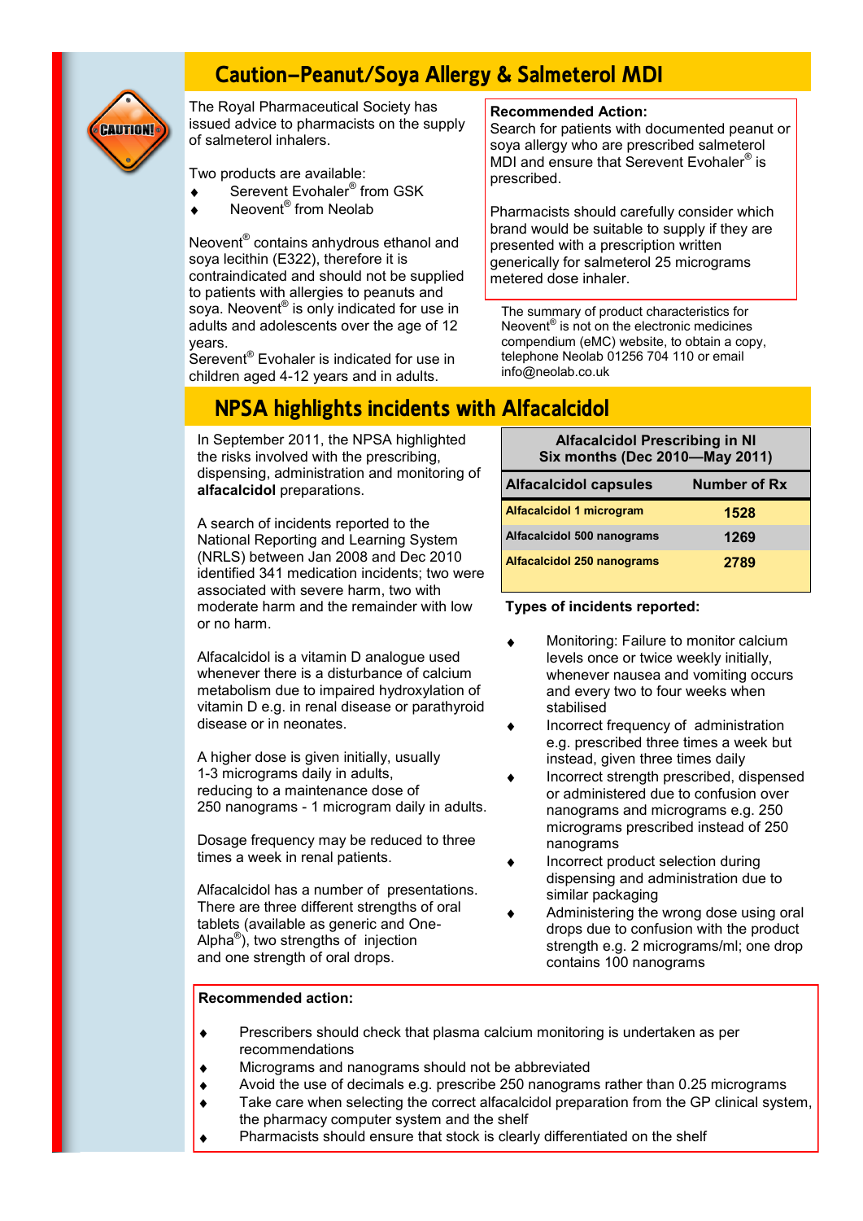## Caution–Peanut/Soya Allergy & Salmeterol MDI

CAUTION!

The Royal Pharmaceutical Society has issued advice to pharmacists on the supply of salmeterol inhalers.

Two products are available:

- Serevent Evohaler® from GSK
- Neovent® from Neolab

Neovent® contains anhydrous ethanol and soya lecithin (E322), therefore it is contraindicated and should not be supplied to patients with allergies to peanuts and soya. Neovent® is only indicated for use in adults and adolescents over the age of 12 years.

Serevent® Evohaler is indicated for use in children aged 4-12 years and in adults.

**Recommended Action:**

Search for patients with documented peanut or soya allergy who are prescribed salmeterol MDI and ensure that Serevent Evohaler® is prescribed.

Pharmacists should carefully consider which brand would be suitable to supply if they are presented with a prescription written generically for salmeterol 25 micrograms metered dose inhaler.

The summary of product characteristics for Neovent® is not on the electronic medicines compendium (eMC) website, to obtain a copy, telephone Neolab 01256 704 110 or email info@neolab.co.uk

## NPSA highlights incidents with Alfacalcidol

In September 2011, the NPSA highlighted the risks involved with the prescribing, dispensing, administration and monitoring of **alfacalcidol** preparations.

A search of incidents reported to the National Reporting and Learning System (NRLS) between Jan 2008 and Dec 2010 identified 341 medication incidents; two were associated with severe harm, two with moderate harm and the remainder with low or no harm.

Alfacalcidol is a vitamin D analogue used whenever there is a disturbance of calcium metabolism due to impaired hydroxylation of vitamin D e.g. in renal disease or parathyroid disease or in neonates.

A higher dose is given initially, usually 1-3 micrograms daily in adults, reducing to a maintenance dose of 250 nanograms - 1 microgram daily in adults.

Dosage frequency may be reduced to three times a week in renal patients.

Alfacalcidol has a number of presentations. There are three different strengths of oral tablets (available as generic and One-Alpha®), two strengths of injection and one strength of oral drops.

**Alfacalcidol Prescribing in NI Six months (Dec 2010—May 2011)**

| Alfacalcidol capsules | Number of Rx |
|---|---|
| Alfacalcidol 1 microgram | 1528 |
| Alfacalcidol 500 nanograms | 1269 |
| Alfacalcidol 250 nanograms | 2789 |

**Types of incidents reported:**

- Monitoring: Failure to monitor calcium levels once or twice weekly initially, whenever nausea and vomiting occurs and every two to four weeks when stabilised
- Incorrect frequency of administration e.g. prescribed three times a week but instead, given three times daily
- Incorrect strength prescribed, dispensed or administered due to confusion over nanograms and micrograms e.g. 250 micrograms prescribed instead of 250 nanograms
- Incorrect product selection during dispensing and administration due to similar packaging
- Administering the wrong dose using oral drops due to confusion with the product strength e.g. 2 micrograms/ml; one drop contains 100 nanograms

**Recommended action:**

- Prescribers should check that plasma calcium monitoring is undertaken as per recommendations
- Micrograms and nanograms should not be abbreviated
- Avoid the use of decimals e.g. prescribe 250 nanograms rather than 0.25 micrograms
- Take care when selecting the correct alfacalcidol preparation from the GP clinical system, the pharmacy computer system and the shelf
- Pharmacists should ensure that stock is clearly differentiated on the shelf